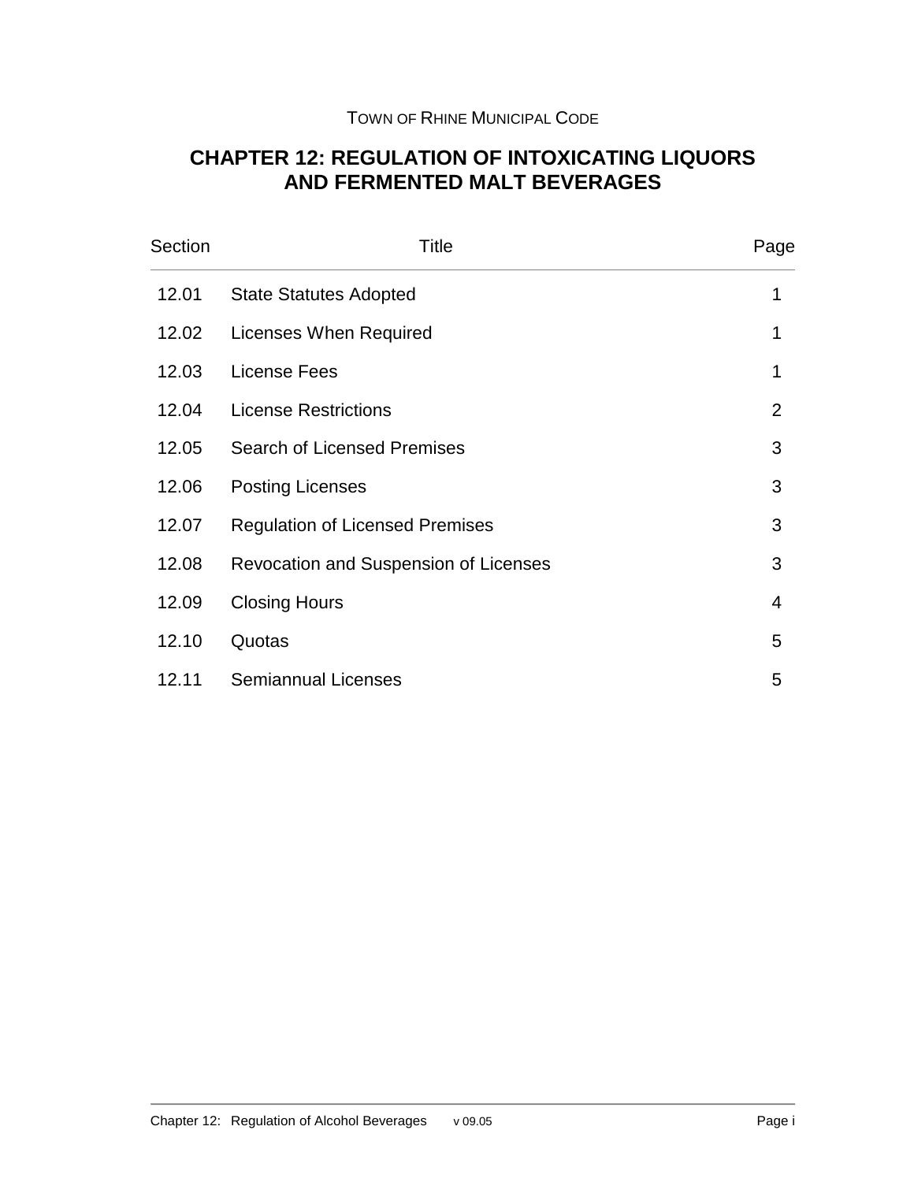TOWN OF RHINE MUNICIPAL CODE

# CHAPTER 12: REGULATION OF INTOXICATING LIQUORS AND FERMENTED MALT BEVERAGES

| Section | Title | Page |
|---|---|---|
| 12.01 | State Statutes Adopted | 1 |
| 12.02 | Licenses When Required | 1 |
| 12.03 | License Fees | 1 |
| 12.04 | License Restrictions | 2 |
| 12.05 | Search of Licensed Premises | 3 |
| 12.06 | Posting Licenses | 3 |
| 12.07 | Regulation of Licensed Premises | 3 |
| 12.08 | Revocation and Suspension of Licenses | 3 |
| 12.09 | Closing Hours | 4 |
| 12.10 | Quotas | 5 |
| 12.11 | Semiannual Licenses | 5 |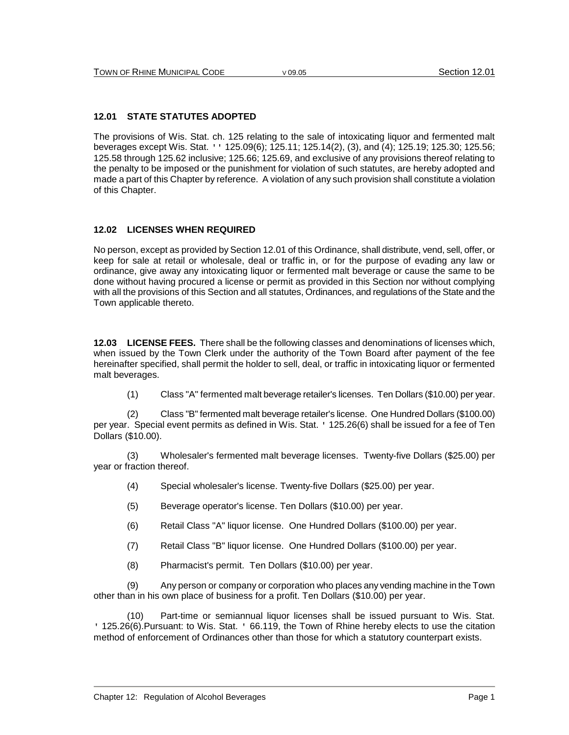## 12.01 STATE STATUTES ADOPTED

The provisions of Wis. Stat. ch. 125 relating to the sale of intoxicating liquor and fermented malt beverages except Wis. Stat. '' 125.09(6); 125.11; 125.14(2), (3), and (4); 125.19; 125.30; 125.56; 125.58 through 125.62 inclusive; 125.66; 125.69, and exclusive of any provisions thereof relating to the penalty to be imposed or the punishment for violation of such statutes, are hereby adopted and made a part of this Chapter by reference. A violation of any such provision shall constitute a violation of this Chapter.

## 12.02 LICENSES WHEN REQUIRED

No person, except as provided by Section 12.01 of this Ordinance, shall distribute, vend, sell, offer, or keep for sale at retail or wholesale, deal or traffic in, or for the purpose of evading any law or ordinance, give away any intoxicating liquor or fermented malt beverage or cause the same to be done without having procured a license or permit as provided in this Section nor without complying with all the provisions of this Section and all statutes, Ordinances, and regulations of the State and the Town applicable thereto.

**12.03 LICENSE FEES.** There shall be the following classes and denominations of licenses which, when issued by the Town Clerk under the authority of the Town Board after payment of the fee hereinafter specified, shall permit the holder to sell, deal, or traffic in intoxicating liquor or fermented malt beverages.

(1) Class "A" fermented malt beverage retailer's licenses. Ten Dollars ($10.00) per year.

(2) Class "B" fermented malt beverage retailer's license. One Hundred Dollars ($100.00) per year. Special event permits as defined in Wis. Stat. ' 125.26(6) shall be issued for a fee of Ten Dollars ($10.00).

(3) Wholesaler's fermented malt beverage licenses. Twenty-five Dollars ($25.00) per year or fraction thereof.

(4) Special wholesaler's license. Twenty-five Dollars ($25.00) per year.

(5) Beverage operator's license. Ten Dollars ($10.00) per year.

(6) Retail Class "A" liquor license. One Hundred Dollars ($100.00) per year.

(7) Retail Class "B" liquor license. One Hundred Dollars ($100.00) per year.

(8) Pharmacist's permit. Ten Dollars ($10.00) per year.

(9) Any person or company or corporation who places any vending machine in the Town other than in his own place of business for a profit. Ten Dollars ($10.00) per year.

(10) Part-time or semiannual liquor licenses shall be issued pursuant to Wis. Stat. ' 125.26(6).Pursuant: to Wis. Stat. ' 66.119, the Town of Rhine hereby elects to use the citation method of enforcement of Ordinances other than those for which a statutory counterpart exists.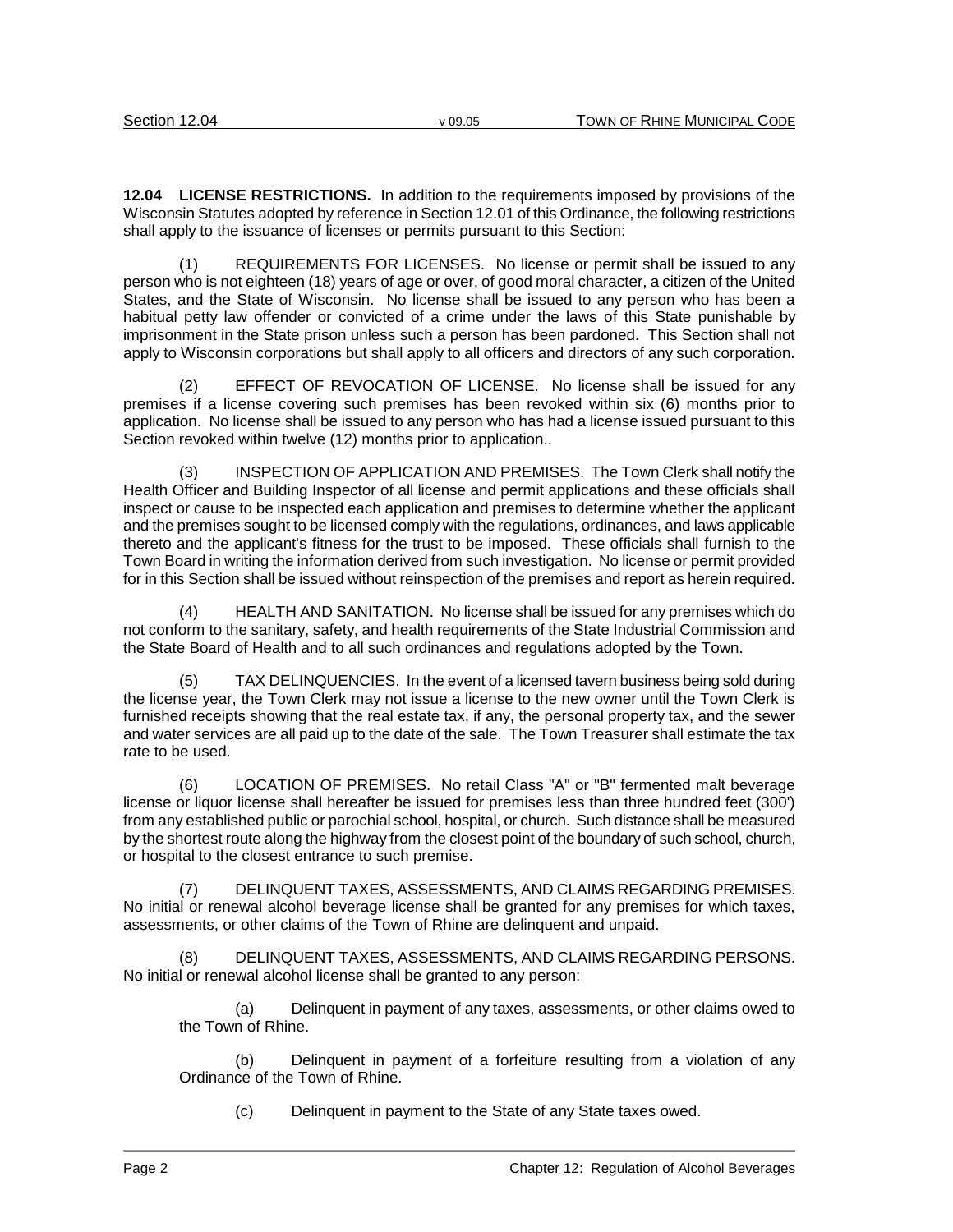**12.04 LICENSE RESTRICTIONS.** In addition to the requirements imposed by provisions of the Wisconsin Statutes adopted by reference in Section 12.01 of this Ordinance, the following restrictions shall apply to the issuance of licenses or permits pursuant to this Section:

(1) REQUIREMENTS FOR LICENSES. No license or permit shall be issued to any person who is not eighteen (18) years of age or over, of good moral character, a citizen of the United States, and the State of Wisconsin. No license shall be issued to any person who has been a habitual petty law offender or convicted of a crime under the laws of this State punishable by imprisonment in the State prison unless such a person has been pardoned. This Section shall not apply to Wisconsin corporations but shall apply to all officers and directors of any such corporation.

(2) EFFECT OF REVOCATION OF LICENSE. No license shall be issued for any premises if a license covering such premises has been revoked within six (6) months prior to application. No license shall be issued to any person who has had a license issued pursuant to this Section revoked within twelve (12) months prior to application..

(3) INSPECTION OF APPLICATION AND PREMISES. The Town Clerk shall notify the Health Officer and Building Inspector of all license and permit applications and these officials shall inspect or cause to be inspected each application and premises to determine whether the applicant and the premises sought to be licensed comply with the regulations, ordinances, and laws applicable thereto and the applicant's fitness for the trust to be imposed. These officials shall furnish to the Town Board in writing the information derived from such investigation. No license or permit provided for in this Section shall be issued without reinspection of the premises and report as herein required.

(4) HEALTH AND SANITATION. No license shall be issued for any premises which do not conform to the sanitary, safety, and health requirements of the State Industrial Commission and the State Board of Health and to all such ordinances and regulations adopted by the Town.

(5) TAX DELINQUENCIES. In the event of a licensed tavern business being sold during the license year, the Town Clerk may not issue a license to the new owner until the Town Clerk is furnished receipts showing that the real estate tax, if any, the personal property tax, and the sewer and water services are all paid up to the date of the sale. The Town Treasurer shall estimate the tax rate to be used.

(6) LOCATION OF PREMISES. No retail Class "A" or "B" fermented malt beverage license or liquor license shall hereafter be issued for premises less than three hundred feet (300') from any established public or parochial school, hospital, or church. Such distance shall be measured by the shortest route along the highway from the closest point of the boundary of such school, church, or hospital to the closest entrance to such premise.

(7) DELINQUENT TAXES, ASSESSMENTS, AND CLAIMS REGARDING PREMISES. No initial or renewal alcohol beverage license shall be granted for any premises for which taxes, assessments, or other claims of the Town of Rhine are delinquent and unpaid.

(8) DELINQUENT TAXES, ASSESSMENTS, AND CLAIMS REGARDING PERSONS. No initial or renewal alcohol license shall be granted to any person:

(a) Delinquent in payment of any taxes, assessments, or other claims owed to the Town of Rhine.

(b) Delinquent in payment of a forfeiture resulting from a violation of any Ordinance of the Town of Rhine.

(c) Delinquent in payment to the State of any State taxes owed.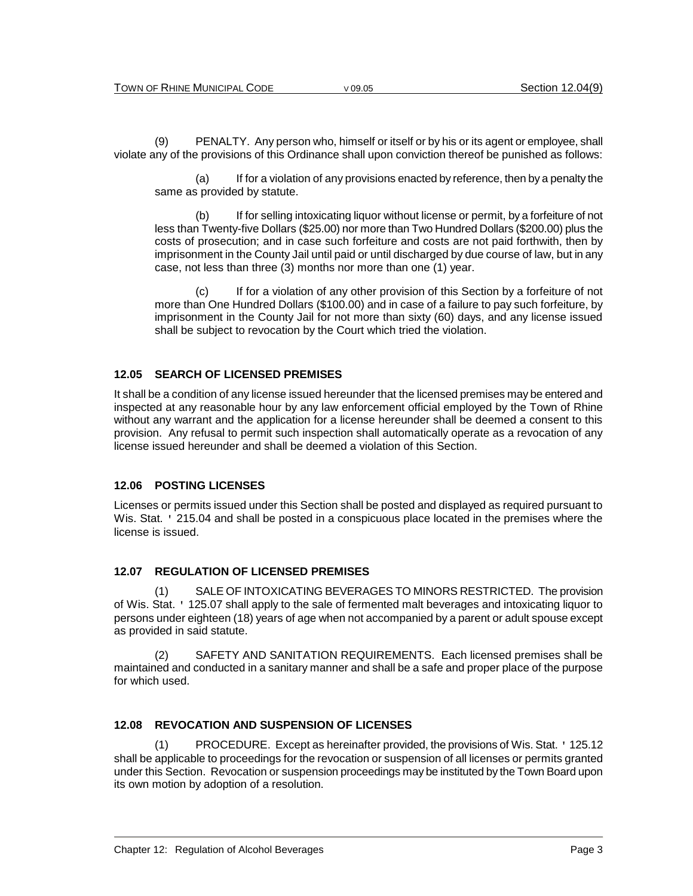(9) PENALTY. Any person who, himself or itself or by his or its agent or employee, shall violate any of the provisions of this Ordinance shall upon conviction thereof be punished as follows:

(a) If for a violation of any provisions enacted by reference, then by a penalty the same as provided by statute.

(b) If for selling intoxicating liquor without license or permit, by a forfeiture of not less than Twenty-five Dollars ($25.00) nor more than Two Hundred Dollars ($200.00) plus the costs of prosecution; and in case such forfeiture and costs are not paid forthwith, then by imprisonment in the County Jail until paid or until discharged by due course of law, but in any case, not less than three (3) months nor more than one (1) year.

(c) If for a violation of any other provision of this Section by a forfeiture of not more than One Hundred Dollars ($100.00) and in case of a failure to pay such forfeiture, by imprisonment in the County Jail for not more than sixty (60) days, and any license issued shall be subject to revocation by the Court which tried the violation.

### 12.05 SEARCH OF LICENSED PREMISES

It shall be a condition of any license issued hereunder that the licensed premises may be entered and inspected at any reasonable hour by any law enforcement official employed by the Town of Rhine without any warrant and the application for a license hereunder shall be deemed a consent to this provision. Any refusal to permit such inspection shall automatically operate as a revocation of any license issued hereunder and shall be deemed a violation of this Section.

### 12.06 POSTING LICENSES

Licenses or permits issued under this Section shall be posted and displayed as required pursuant to Wis. Stat. ' 215.04 and shall be posted in a conspicuous place located in the premises where the license is issued.

### 12.07 REGULATION OF LICENSED PREMISES

(1) SALE OF INTOXICATING BEVERAGES TO MINORS RESTRICTED. The provision of Wis. Stat. ' 125.07 shall apply to the sale of fermented malt beverages and intoxicating liquor to persons under eighteen (18) years of age when not accompanied by a parent or adult spouse except as provided in said statute.

(2) SAFETY AND SANITATION REQUIREMENTS. Each licensed premises shall be maintained and conducted in a sanitary manner and shall be a safe and proper place of the purpose for which used.

### 12.08 REVOCATION AND SUSPENSION OF LICENSES

(1) PROCEDURE. Except as hereinafter provided, the provisions of Wis. Stat. ' 125.12 shall be applicable to proceedings for the revocation or suspension of all licenses or permits granted under this Section. Revocation or suspension proceedings may be instituted by the Town Board upon its own motion by adoption of a resolution.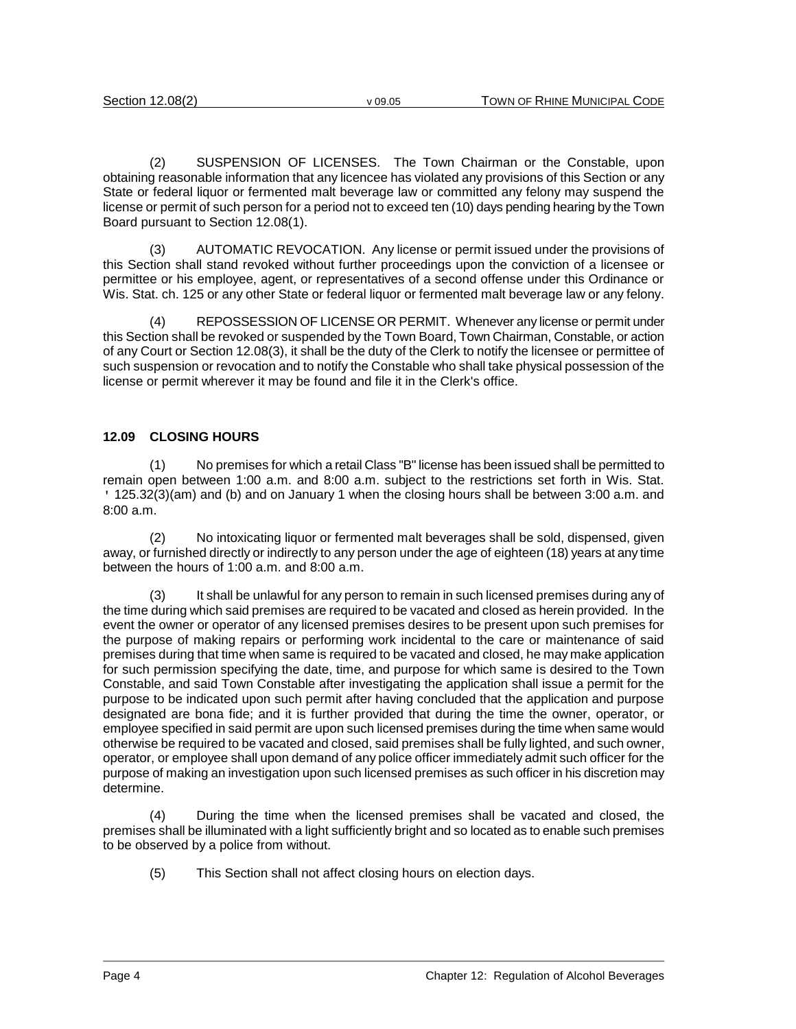(2) SUSPENSION OF LICENSES. The Town Chairman or the Constable, upon obtaining reasonable information that any licencee has violated any provisions of this Section or any State or federal liquor or fermented malt beverage law or committed any felony may suspend the license or permit of such person for a period not to exceed ten (10) days pending hearing by the Town Board pursuant to Section 12.08(1).

(3) AUTOMATIC REVOCATION. Any license or permit issued under the provisions of this Section shall stand revoked without further proceedings upon the conviction of a licensee or permittee or his employee, agent, or representatives of a second offense under this Ordinance or Wis. Stat. ch. 125 or any other State or federal liquor or fermented malt beverage law or any felony.

(4) REPOSSESSION OF LICENSE OR PERMIT. Whenever any license or permit under this Section shall be revoked or suspended by the Town Board, Town Chairman, Constable, or action of any Court or Section 12.08(3), it shall be the duty of the Clerk to notify the licensee or permittee of such suspension or revocation and to notify the Constable who shall take physical possession of the license or permit wherever it may be found and file it in the Clerk's office.

## 12.09 CLOSING HOURS

(1) No premises for which a retail Class "B" license has been issued shall be permitted to remain open between 1:00 a.m. and 8:00 a.m. subject to the restrictions set forth in Wis. Stat. ' 125.32(3)(am) and (b) and on January 1 when the closing hours shall be between 3:00 a.m. and 8:00 a.m.

(2) No intoxicating liquor or fermented malt beverages shall be sold, dispensed, given away, or furnished directly or indirectly to any person under the age of eighteen (18) years at any time between the hours of 1:00 a.m. and 8:00 a.m.

(3) It shall be unlawful for any person to remain in such licensed premises during any of the time during which said premises are required to be vacated and closed as herein provided. In the event the owner or operator of any licensed premises desires to be present upon such premises for the purpose of making repairs or performing work incidental to the care or maintenance of said premises during that time when same is required to be vacated and closed, he may make application for such permission specifying the date, time, and purpose for which same is desired to the Town Constable, and said Town Constable after investigating the application shall issue a permit for the purpose to be indicated upon such permit after having concluded that the application and purpose designated are bona fide; and it is further provided that during the time the owner, operator, or employee specified in said permit are upon such licensed premises during the time when same would otherwise be required to be vacated and closed, said premises shall be fully lighted, and such owner, operator, or employee shall upon demand of any police officer immediately admit such officer for the purpose of making an investigation upon such licensed premises as such officer in his discretion may determine.

(4) During the time when the licensed premises shall be vacated and closed, the premises shall be illuminated with a light sufficiently bright and so located as to enable such premises to be observed by a police from without.

(5) This Section shall not affect closing hours on election days.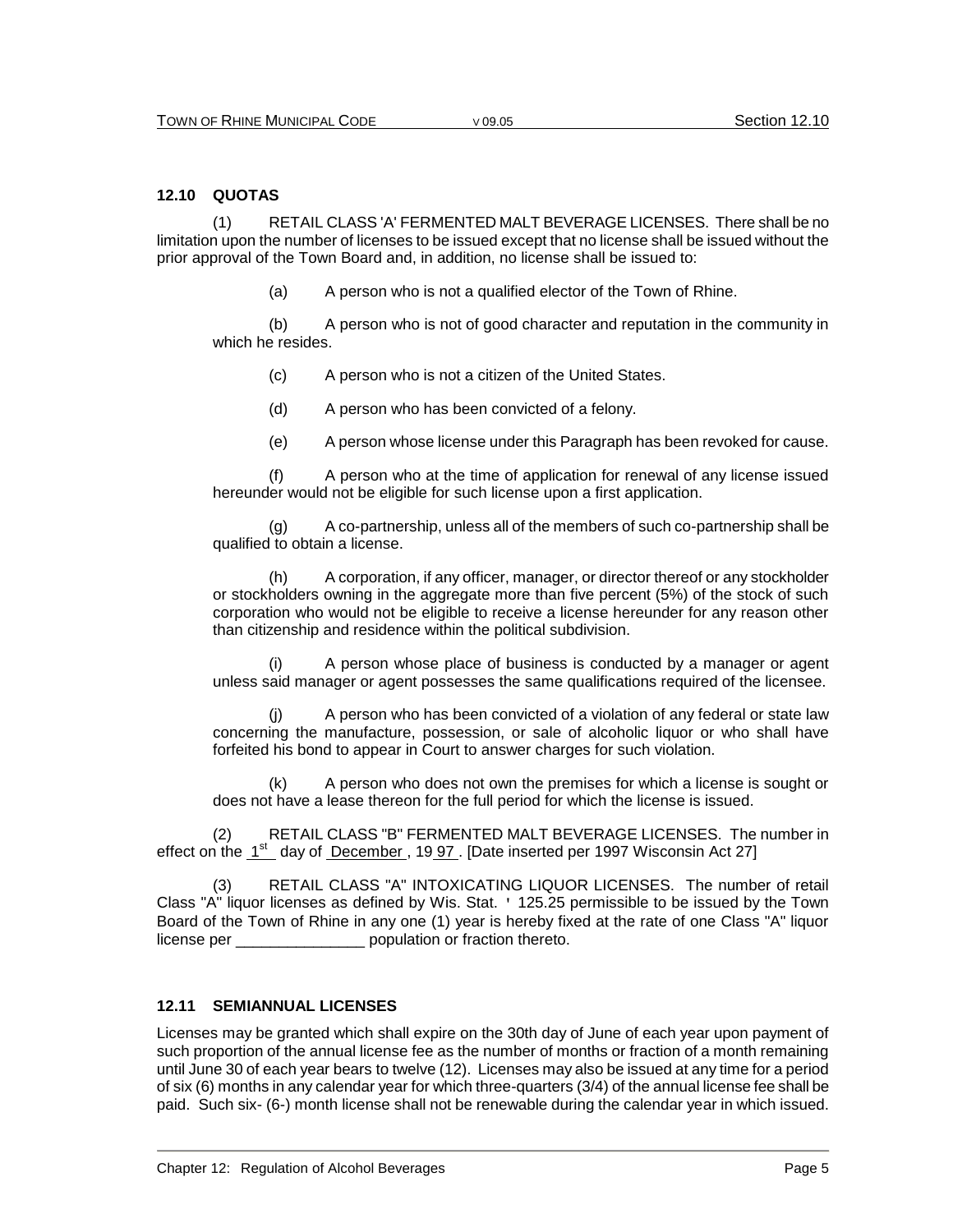## 12.10 QUOTAS

(1) RETAIL CLASS 'A' FERMENTED MALT BEVERAGE LICENSES. There shall be no limitation upon the number of licenses to be issued except that no license shall be issued without the prior approval of the Town Board and, in addition, no license shall be issued to:

(a) A person who is not a qualified elector of the Town of Rhine.

(b) A person who is not of good character and reputation in the community in which he resides.

(c) A person who is not a citizen of the United States.

(d) A person who has been convicted of a felony.

(e) A person whose license under this Paragraph has been revoked for cause.

(f) A person who at the time of application for renewal of any license issued hereunder would not be eligible for such license upon a first application.

(g) A co-partnership, unless all of the members of such co-partnership shall be qualified to obtain a license.

(h) A corporation, if any officer, manager, or director thereof or any stockholder or stockholders owning in the aggregate more than five percent (5%) of the stock of such corporation who would not be eligible to receive a license hereunder for any reason other than citizenship and residence within the political subdivision.

(i) A person whose place of business is conducted by a manager or agent unless said manager or agent possesses the same qualifications required of the licensee.

(j) A person who has been convicted of a violation of any federal or state law concerning the manufacture, possession, or sale of alcoholic liquor or who shall have forfeited his bond to appear in Court to answer charges for such violation.

(k) A person who does not own the premises for which a license is sought or does not have a lease thereon for the full period for which the license is issued.

(2) RETAIL CLASS "B" FERMENTED MALT BEVERAGE LICENSES. The number in effect on the 1st day of December, 1997. [Date inserted per 1997 Wisconsin Act 27]

(3) RETAIL CLASS "A" INTOXICATING LIQUOR LICENSES. The number of retail Class "A" liquor licenses as defined by Wis. Stat. § 125.25 permissible to be issued by the Town Board of the Town of Rhine in any one (1) year is hereby fixed at the rate of one Class "A" liquor license per _______________ population or fraction thereto.

## 12.11 SEMIANNUAL LICENSES

Licenses may be granted which shall expire on the 30th day of June of each year upon payment of such proportion of the annual license fee as the number of months or fraction of a month remaining until June 30 of each year bears to twelve (12). Licenses may also be issued at any time for a period of six (6) months in any calendar year for which three-quarters (3/4) of the annual license fee shall be paid. Such six- (6-) month license shall not be renewable during the calendar year in which issued.